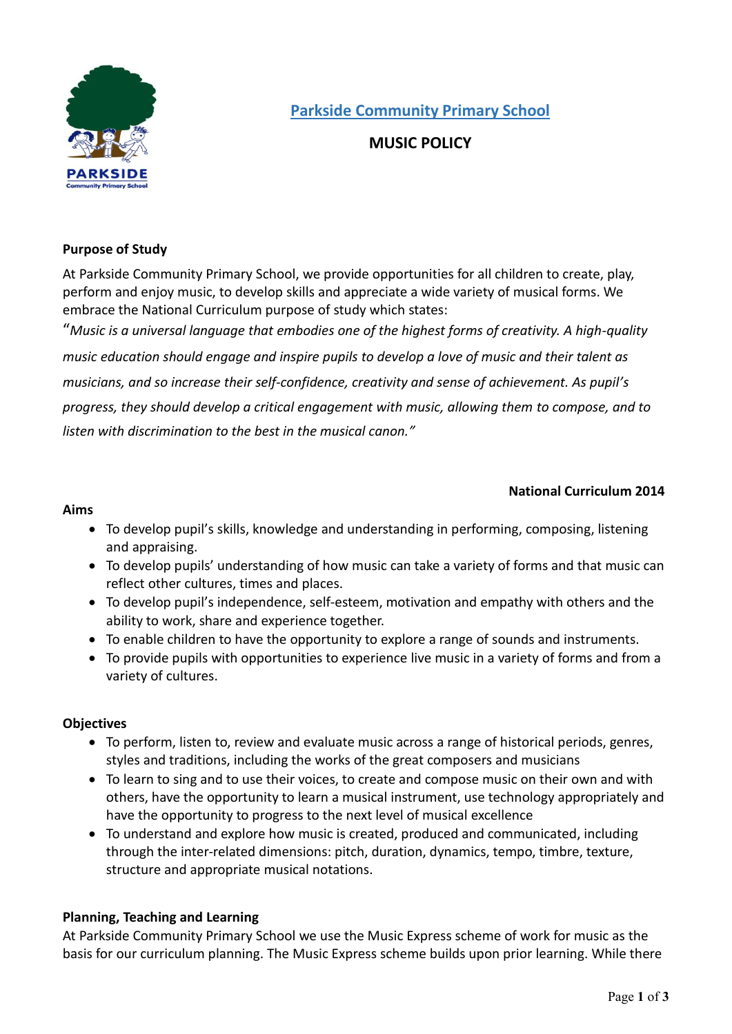# Parkside Community Primary School

## MUSIC POLICY

### Purpose of Study

At Parkside Community Primary School, we provide opportunities for all children to create, play, perform and enjoy music, to develop skills and appreciate a wide variety of musical forms. We embrace the National Curriculum purpose of study which states:

"*Music is a universal language that embodies one of the highest forms of creativity. A high-quality music education should engage and inspire pupils to develop a love of music and their talent as musicians, and so increase their self-confidence, creativity and sense of achievement. As pupil's progress, they should develop a critical engagement with music, allowing them to compose, and to listen with discrimination to the best in the musical canon."*

**National Curriculum 2014**

### Aims

- To develop pupil's skills, knowledge and understanding in performing, composing, listening and appraising.
- To develop pupils' understanding of how music can take a variety of forms and that music can reflect other cultures, times and places.
- To develop pupil's independence, self-esteem, motivation and empathy with others and the ability to work, share and experience together.
- To enable children to have the opportunity to explore a range of sounds and instruments.
- To provide pupils with opportunities to experience live music in a variety of forms and from a variety of cultures.

### Objectives

- To perform, listen to, review and evaluate music across a range of historical periods, genres, styles and traditions, including the works of the great composers and musicians
- To learn to sing and to use their voices, to create and compose music on their own and with others, have the opportunity to learn a musical instrument, use technology appropriately and have the opportunity to progress to the next level of musical excellence
- To understand and explore how music is created, produced and communicated, including through the inter-related dimensions: pitch, duration, dynamics, tempo, timbre, texture, structure and appropriate musical notations.

### Planning, Teaching and Learning

At Parkside Community Primary School we use the Music Express scheme of work for music as the basis for our curriculum planning. The Music Express scheme builds upon prior learning. While there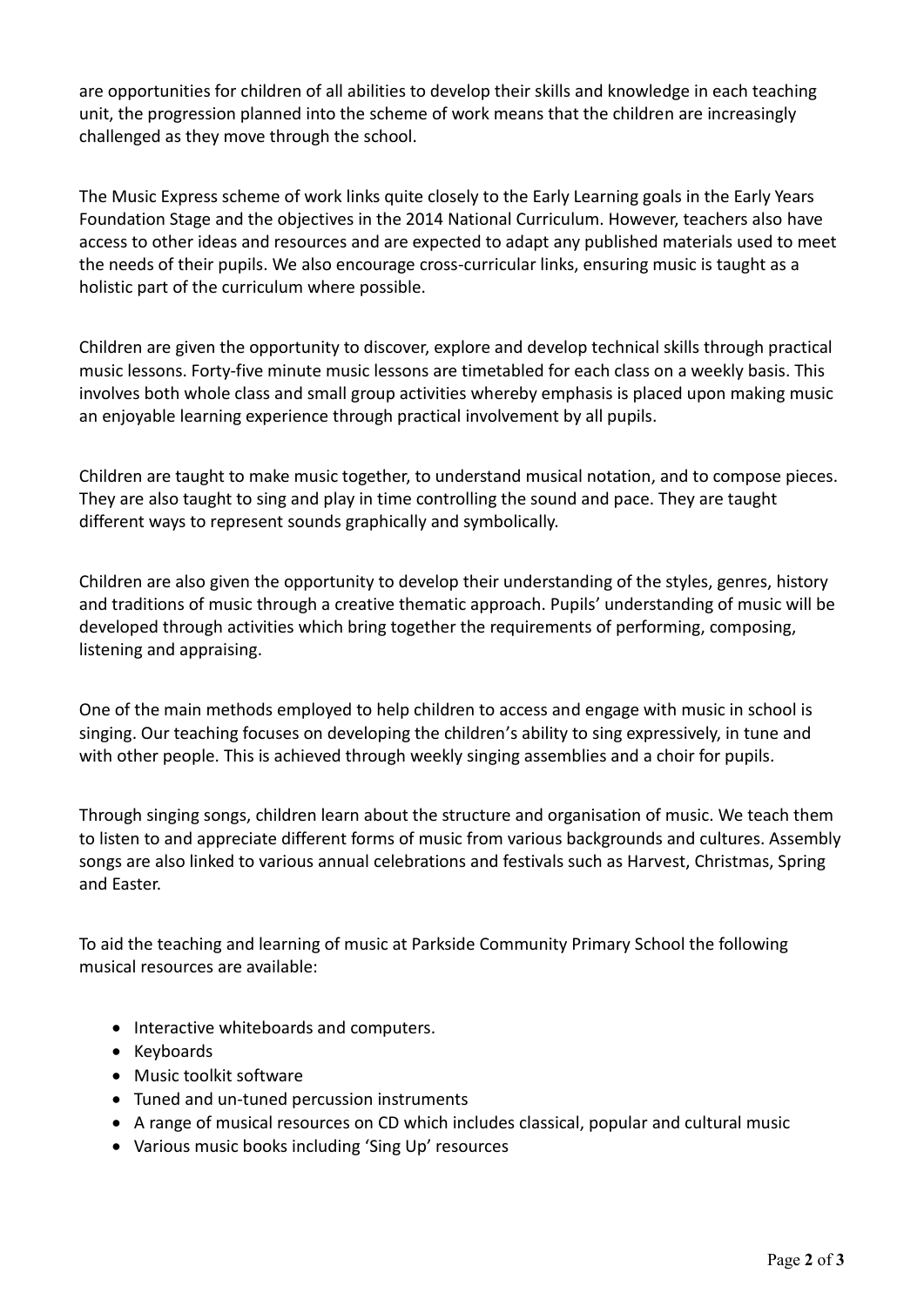are opportunities for children of all abilities to develop their skills and knowledge in each teaching unit, the progression planned into the scheme of work means that the children are increasingly challenged as they move through the school.

The Music Express scheme of work links quite closely to the Early Learning goals in the Early Years Foundation Stage and the objectives in the 2014 National Curriculum. However, teachers also have access to other ideas and resources and are expected to adapt any published materials used to meet the needs of their pupils. We also encourage cross-curricular links, ensuring music is taught as a holistic part of the curriculum where possible.

Children are given the opportunity to discover, explore and develop technical skills through practical music lessons. Forty-five minute music lessons are timetabled for each class on a weekly basis. This involves both whole class and small group activities whereby emphasis is placed upon making music an enjoyable learning experience through practical involvement by all pupils.

Children are taught to make music together, to understand musical notation, and to compose pieces. They are also taught to sing and play in time controlling the sound and pace. They are taught different ways to represent sounds graphically and symbolically.

Children are also given the opportunity to develop their understanding of the styles, genres, history and traditions of music through a creative thematic approach. Pupils' understanding of music will be developed through activities which bring together the requirements of performing, composing, listening and appraising.

One of the main methods employed to help children to access and engage with music in school is singing. Our teaching focuses on developing the children's ability to sing expressively, in tune and with other people. This is achieved through weekly singing assemblies and a choir for pupils.

Through singing songs, children learn about the structure and organisation of music. We teach them to listen to and appreciate different forms of music from various backgrounds and cultures. Assembly songs are also linked to various annual celebrations and festivals such as Harvest, Christmas, Spring and Easter.

To aid the teaching and learning of music at Parkside Community Primary School the following musical resources are available:

- Interactive whiteboards and computers.
- Keyboards
- Music toolkit software
- Tuned and un-tuned percussion instruments
- A range of musical resources on CD which includes classical, popular and cultural music
- Various music books including 'Sing Up' resources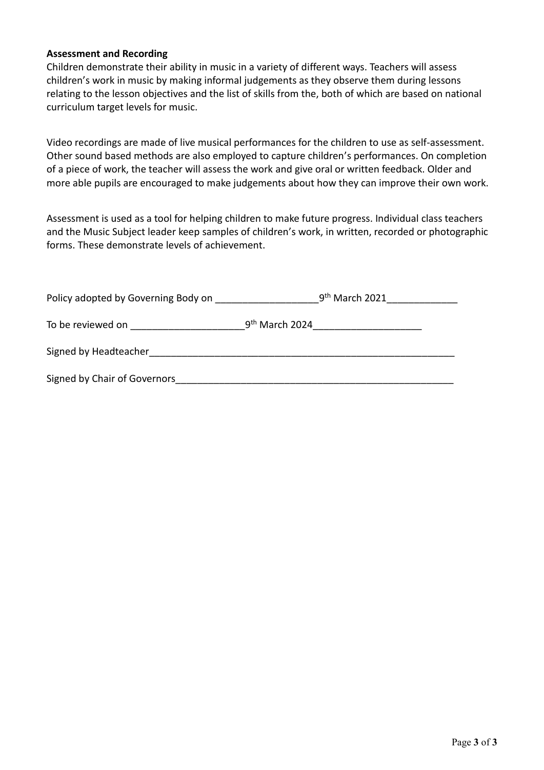**Assessment and Recording**

Children demonstrate their ability in music in a variety of different ways. Teachers will assess children's work in music by making informal judgements as they observe them during lessons relating to the lesson objectives and the list of skills from the, both of which are based on national curriculum target levels for music.

Video recordings are made of live musical performances for the children to use as self-assessment. Other sound based methods are also employed to capture children's performances. On completion of a piece of work, the teacher will assess the work and give oral or written feedback. Older and more able pupils are encouraged to make judgements about how they can improve their own work.

Assessment is used as a tool for helping children to make future progress. Individual class teachers and the Music Subject leader keep samples of children's work, in written, recorded or photographic forms. These demonstrate levels of achievement.

Policy adopted by Governing Body on ___________________9th March 2021_____________

To be reviewed on _____________________9th March 2024____________________

Signed by Headteacher_________________________________________________________

Signed by Chair of Governors______________________________________________________